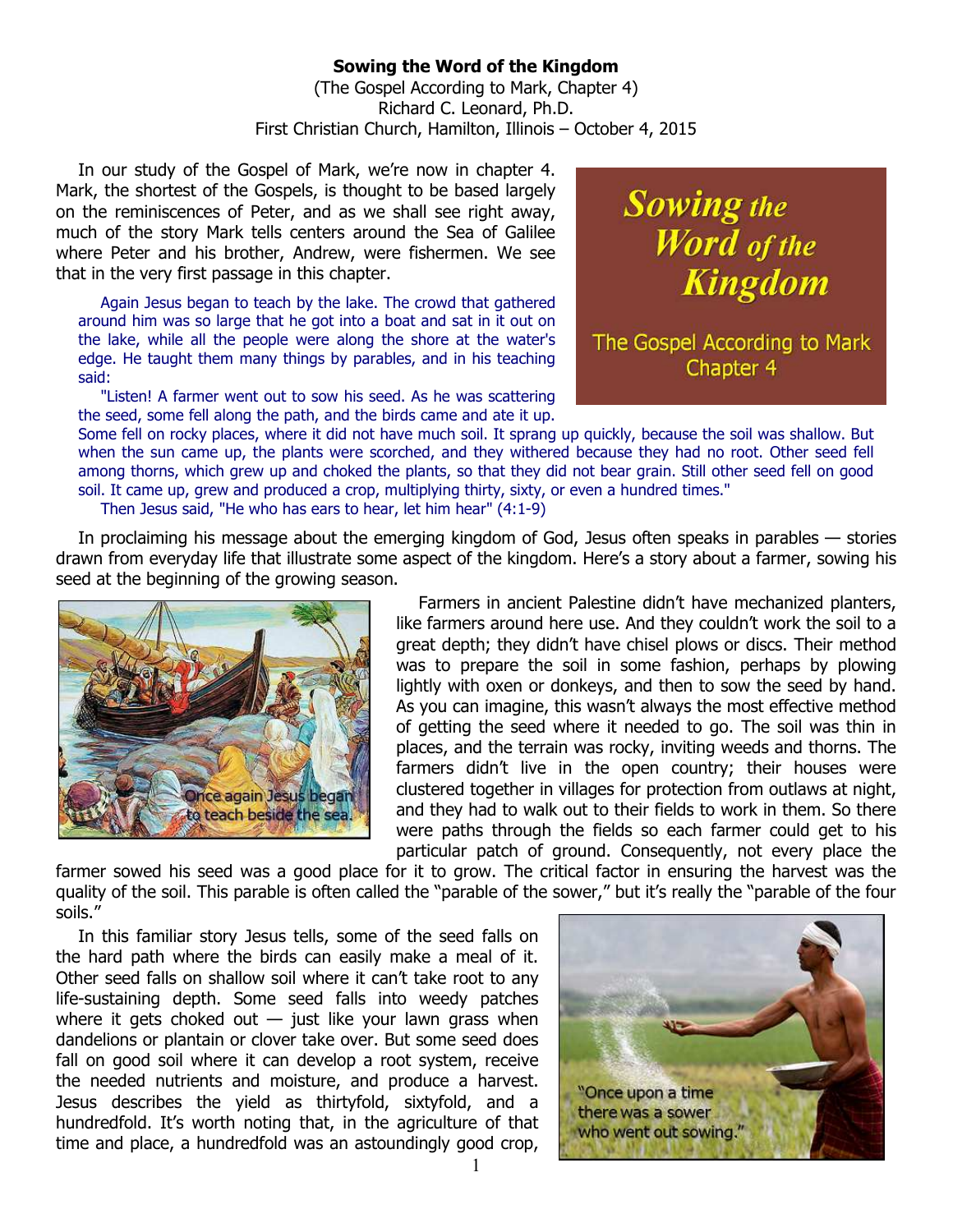**Sowing the Word of the Kingdom**

(The Gospel According to Mark, Chapter 4)
Richard C. Leonard, Ph.D.
First Christian Church, Hamilton, Illinois – October 4, 2015

In our study of the Gospel of Mark, we're now in chapter 4. Mark, the shortest of the Gospels, is thought to be based largely on the reminiscences of Peter, and as we shall see right away, much of the story Mark tells centers around the Sea of Galilee where Peter and his brother, Andrew, were fishermen. We see that in the very first passage in this chapter.

> Again Jesus began to teach by the lake. The crowd that gathered around him was so large that he got into a boat and sat in it out on the lake, while all the people were along the shore at the water's edge. He taught them many things by parables, and in his teaching said:
>
> "Listen! A farmer went out to sow his seed. As he was scattering the seed, some fell along the path, and the birds came and ate it up. Some fell on rocky places, where it did not have much soil. It sprang up quickly, because the soil was shallow. But when the sun came up, the plants were scorched, and they withered because they had no root. Other seed fell among thorns, which grew up and choked the plants, so that they did not bear grain. Still other seed fell on good soil. It came up, grew and produced a crop, multiplying thirty, sixty, or even a hundred times."
>
> Then Jesus said, "He who has ears to hear, let him hear" (4:1-9)

In proclaiming his message about the emerging kingdom of God, Jesus often speaks in parables — stories drawn from everyday life that illustrate some aspect of the kingdom. Here's a story about a farmer, sowing his seed at the beginning of the growing season.

Farmers in ancient Palestine didn't have mechanized planters, like farmers around here use. And they couldn't work the soil to a great depth; they didn't have chisel plows or discs. Their method was to prepare the soil in some fashion, perhaps by plowing lightly with oxen or donkeys, and then to sow the seed by hand. As you can imagine, this wasn't always the most effective method of getting the seed where it needed to go. The soil was thin in places, and the terrain was rocky, inviting weeds and thorns. The farmers didn't live in the open country; their houses were clustered together in villages for protection from outlaws at night, and they had to walk out to their fields to work in them. So there were paths through the fields so each farmer could get to his particular patch of ground. Consequently, not every place the farmer sowed his seed was a good place for it to grow. The critical factor in ensuring the harvest was the quality of the soil. This parable is often called the "parable of the sower," but it's really the "parable of the four soils."

In this familiar story Jesus tells, some of the seed falls on the hard path where the birds can easily make a meal of it. Other seed falls on shallow soil where it can't take root to any life-sustaining depth. Some seed falls into weedy patches where it gets choked out — just like your lawn grass when dandelions or plantain or clover take over. But some seed does fall on good soil where it can develop a root system, receive the needed nutrients and moisture, and produce a harvest. Jesus describes the yield as thirtyfold, sixtyfold, and a hundredfold. It's worth noting that, in the agriculture of that time and place, a hundredfold was an astoundingly good crop,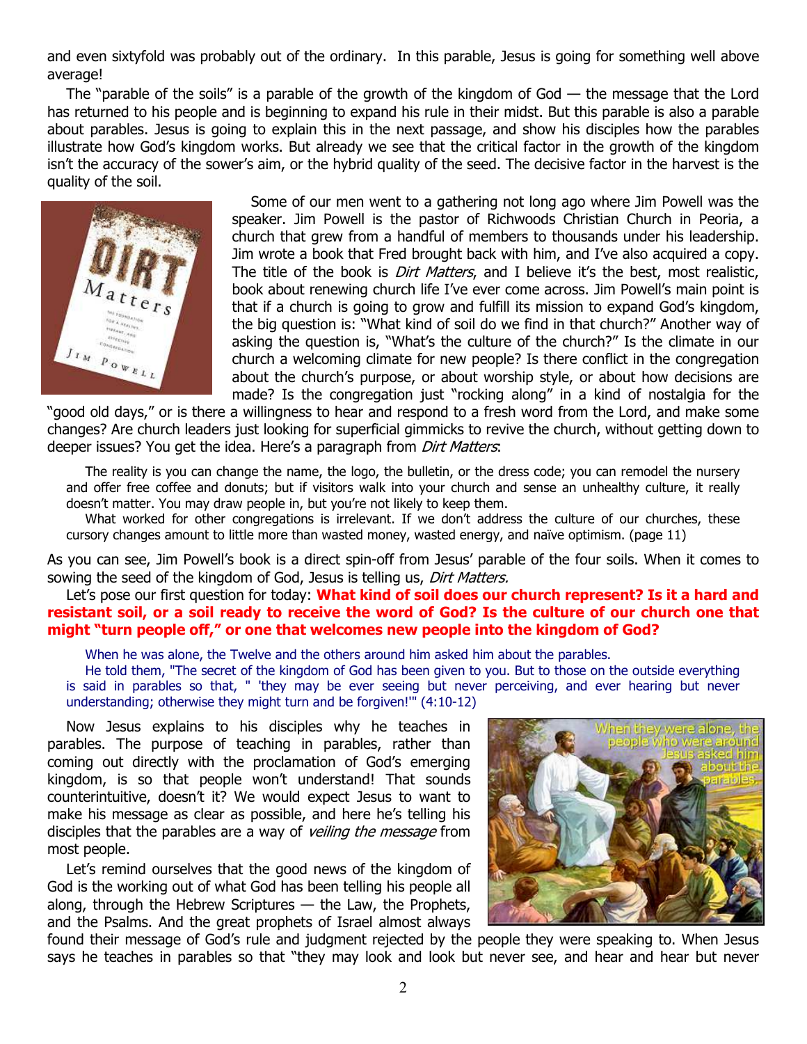and even sixtyfold was probably out of the ordinary. In this parable, Jesus is going for something well above average!

The "parable of the soils" is a parable of the growth of the kingdom of God — the message that the Lord has returned to his people and is beginning to expand his rule in their midst. But this parable is also a parable about parables. Jesus is going to explain this in the next passage, and show his disciples how the parables illustrate how God's kingdom works. But already we see that the critical factor in the growth of the kingdom isn't the accuracy of the sower's aim, or the hybrid quality of the seed. The decisive factor in the harvest is the quality of the soil.

Some of our men went to a gathering not long ago where Jim Powell was the speaker. Jim Powell is the pastor of Richwoods Christian Church in Peoria, a church that grew from a handful of members to thousands under his leadership. Jim wrote a book that Fred brought back with him, and I've also acquired a copy. The title of the book is *Dirt Matters*, and I believe it's the best, most realistic, book about renewing church life I've ever come across. Jim Powell's main point is that if a church is going to grow and fulfill its mission to expand God's kingdom, the big question is: "What kind of soil do we find in that church?" Another way of asking the question is, "What's the culture of the church?" Is the climate in our church a welcoming climate for new people? Is there conflict in the congregation about the church's purpose, or about worship style, or about how decisions are made? Is the congregation just "rocking along" in a kind of nostalgia for the "good old days," or is there a willingness to hear and respond to a fresh word from the Lord, and make some changes? Are church leaders just looking for superficial gimmicks to revive the church, without getting down to deeper issues? You get the idea. Here's a paragraph from *Dirt Matters*:

> The reality is you can change the name, the logo, the bulletin, or the dress code; you can remodel the nursery and offer free coffee and donuts; but if visitors walk into your church and sense an unhealthy culture, it really doesn't matter. You may draw people in, but you're not likely to keep them.
>
> What worked for other congregations is irrelevant. If we don't address the culture of our churches, these cursory changes amount to little more than wasted money, wasted energy, and naïve optimism. (page 11)

As you can see, Jim Powell's book is a direct spin-off from Jesus' parable of the four soils. When it comes to sowing the seed of the kingdom of God, Jesus is telling us, *Dirt Matters.*

Let's pose our first question for today: **What kind of soil does our church represent? Is it a hard and resistant soil, or a soil ready to receive the word of God? Is the culture of our church one that might "turn people off," or one that welcomes new people into the kingdom of God?**

> When he was alone, the Twelve and the others around him asked him about the parables.
>
> He told them, "The secret of the kingdom of God has been given to you. But to those on the outside everything is said in parables so that, " 'they may be ever seeing but never perceiving, and ever hearing but never understanding; otherwise they might turn and be forgiven!'" (4:10-12)

Now Jesus explains to his disciples why he teaches in parables. The purpose of teaching in parables, rather than coming out directly with the proclamation of God's emerging kingdom, is so that people won't understand! That sounds counterintuitive, doesn't it? We would expect Jesus to want to make his message as clear as possible, and here he's telling his disciples that the parables are a way of *veiling the message* from most people.

Let's remind ourselves that the good news of the kingdom of God is the working out of what God has been telling his people all along, through the Hebrew Scriptures — the Law, the Prophets, and the Psalms. And the great prophets of Israel almost always found their message of God's rule and judgment rejected by the people they were speaking to. When Jesus says he teaches in parables so that "they may look and look but never see, and hear and hear but never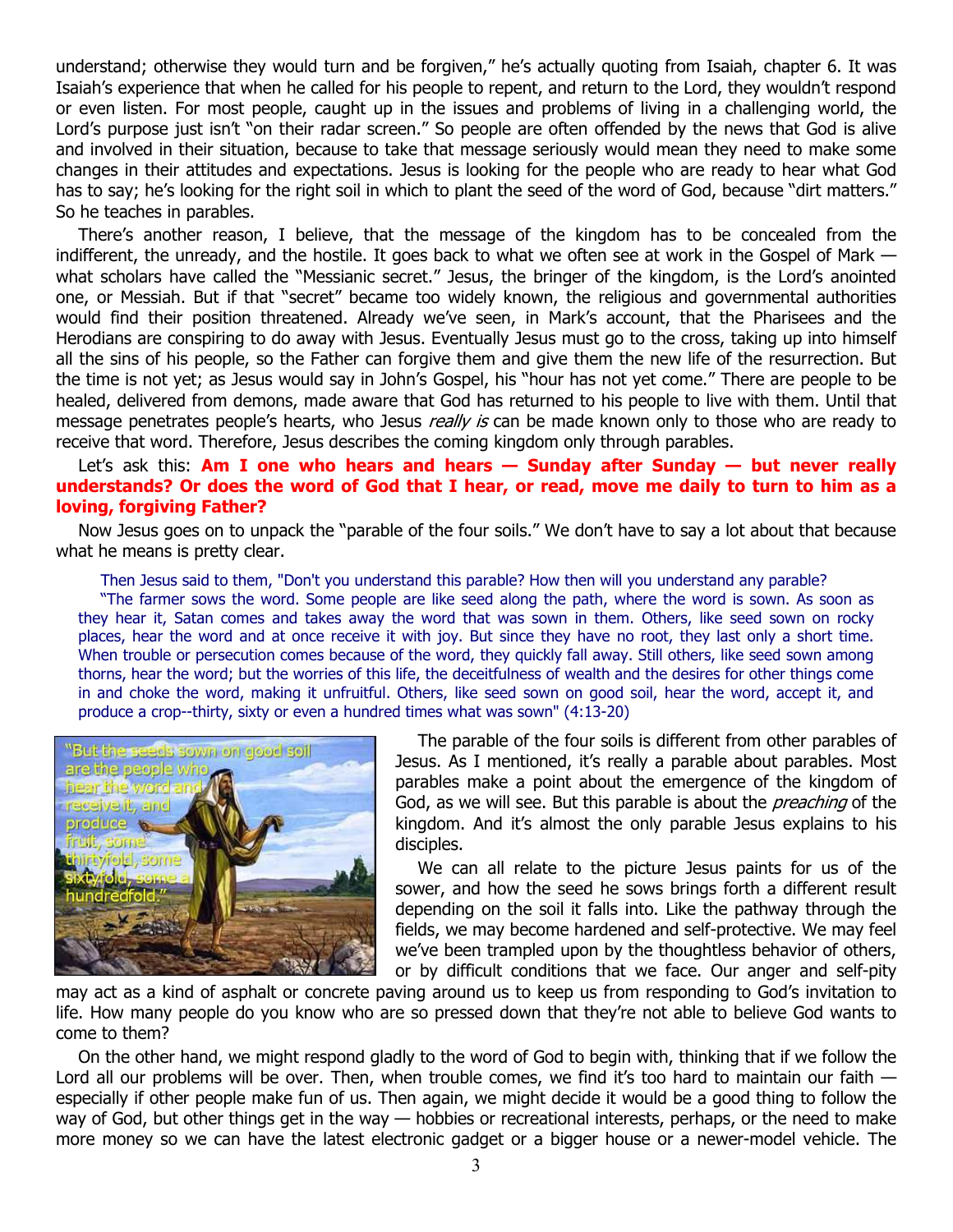understand; otherwise they would turn and be forgiven," he's actually quoting from Isaiah, chapter 6. It was Isaiah's experience that when he called for his people to repent, and return to the Lord, they wouldn't respond or even listen. For most people, caught up in the issues and problems of living in a challenging world, the Lord's purpose just isn't "on their radar screen." So people are often offended by the news that God is alive and involved in their situation, because to take that message seriously would mean they need to make some changes in their attitudes and expectations. Jesus is looking for the people who are ready to hear what God has to say; he's looking for the right soil in which to plant the seed of the word of God, because "dirt matters." So he teaches in parables.

There's another reason, I believe, that the message of the kingdom has to be concealed from the indifferent, the unready, and the hostile. It goes back to what we often see at work in the Gospel of Mark — what scholars have called the "Messianic secret." Jesus, the bringer of the kingdom, is the Lord's anointed one, or Messiah. But if that "secret" became too widely known, the religious and governmental authorities would find their position threatened. Already we've seen, in Mark's account, that the Pharisees and the Herodians are conspiring to do away with Jesus. Eventually Jesus must go to the cross, taking up into himself all the sins of his people, so the Father can forgive them and give them the new life of the resurrection. But the time is not yet; as Jesus would say in John's Gospel, his "hour has not yet come." There are people to be healed, delivered from demons, made aware that God has returned to his people to live with them. Until that message penetrates people's hearts, who Jesus *really is* can be made known only to those who are ready to receive that word. Therefore, Jesus describes the coming kingdom only through parables.

Let's ask this: **Am I one who hears and hears — Sunday after Sunday — but never really understands? Or does the word of God that I hear, or read, move me daily to turn to him as a loving, forgiving Father?**

Now Jesus goes on to unpack the "parable of the four soils." We don't have to say a lot about that because what he means is pretty clear.

> Then Jesus said to them, "Don't you understand this parable? How then will you understand any parable?
>
> "The farmer sows the word. Some people are like seed along the path, where the word is sown. As soon as they hear it, Satan comes and takes away the word that was sown in them. Others, like seed sown on rocky places, hear the word and at once receive it with joy. But since they have no root, they last only a short time. When trouble or persecution comes because of the word, they quickly fall away. Still others, like seed sown among thorns, hear the word; but the worries of this life, the deceitfulness of wealth and the desires for other things come in and choke the word, making it unfruitful. Others, like seed sown on good soil, hear the word, accept it, and produce a crop--thirty, sixty or even a hundred times what was sown" (4:13-20)

"But the seeds sown on good soil are the people who hear the word and receive it, and produce fruit, some thirtyfold, some sixtyfold, some a hundredfold."

The parable of the four soils is different from other parables of Jesus. As I mentioned, it's really a parable about parables. Most parables make a point about the emergence of the kingdom of God, as we will see. But this parable is about the *preaching* of the kingdom. And it's almost the only parable Jesus explains to his disciples.

We can all relate to the picture Jesus paints for us of the sower, and how the seed he sows brings forth a different result depending on the soil it falls into. Like the pathway through the fields, we may become hardened and self-protective. We may feel we've been trampled upon by the thoughtless behavior of others, or by difficult conditions that we face. Our anger and self-pity may act as a kind of asphalt or concrete paving around us to keep us from responding to God's invitation to life. How many people do you know who are so pressed down that they're not able to believe God wants to come to them?

On the other hand, we might respond gladly to the word of God to begin with, thinking that if we follow the Lord all our problems will be over. Then, when trouble comes, we find it's too hard to maintain our faith — especially if other people make fun of us. Then again, we might decide it would be a good thing to follow the way of God, but other things get in the way — hobbies or recreational interests, perhaps, or the need to make more money so we can have the latest electronic gadget or a bigger house or a newer-model vehicle. The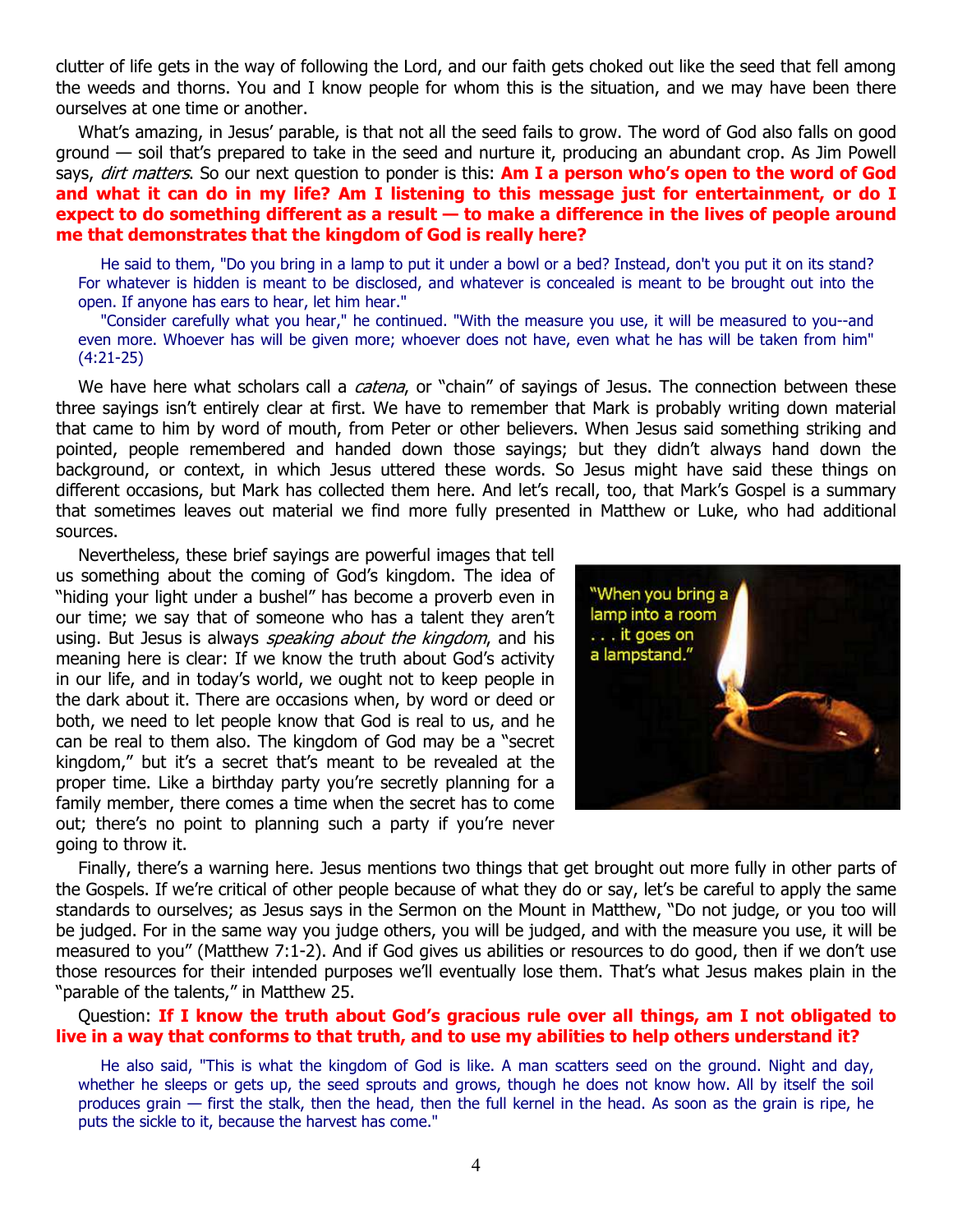clutter of life gets in the way of following the Lord, and our faith gets choked out like the seed that fell among the weeds and thorns. You and I know people for whom this is the situation, and we may have been there ourselves at one time or another.

What's amazing, in Jesus' parable, is that not all the seed fails to grow. The word of God also falls on good ground — soil that's prepared to take in the seed and nurture it, producing an abundant crop. As Jim Powell says, *dirt matters*. So our next question to ponder is this: **Am I a person who's open to the word of God and what it can do in my life? Am I listening to this message just for entertainment, or do I expect to do something different as a result — to make a difference in the lives of people around me that demonstrates that the kingdom of God is really here?**

> He said to them, "Do you bring in a lamp to put it under a bowl or a bed? Instead, don't you put it on its stand? For whatever is hidden is meant to be disclosed, and whatever is concealed is meant to be brought out into the open. If anyone has ears to hear, let him hear."
>
> "Consider carefully what you hear," he continued. "With the measure you use, it will be measured to you--and even more. Whoever has will be given more; whoever does not have, even what he has will be taken from him" (4:21-25)

We have here what scholars call a *catena*, or "chain" of sayings of Jesus. The connection between these three sayings isn't entirely clear at first. We have to remember that Mark is probably writing down material that came to him by word of mouth, from Peter or other believers. When Jesus said something striking and pointed, people remembered and handed down those sayings; but they didn't always hand down the background, or context, in which Jesus uttered these words. So Jesus might have said these things on different occasions, but Mark has collected them here. And let's recall, too, that Mark's Gospel is a summary that sometimes leaves out material we find more fully presented in Matthew or Luke, who had additional sources.

Nevertheless, these brief sayings are powerful images that tell us something about the coming of God's kingdom. The idea of "hiding your light under a bushel" has become a proverb even in our time; we say that of someone who has a talent they aren't using. But Jesus is always *speaking about the kingdom*, and his meaning here is clear: If we know the truth about God's activity in our life, and in today's world, we ought not to keep people in the dark about it. There are occasions when, by word or deed or both, we need to let people know that God is real to us, and he can be real to them also. The kingdom of God may be a "secret kingdom," but it's a secret that's meant to be revealed at the proper time. Like a birthday party you're secretly planning for a family member, there comes a time when the secret has to come out; there's no point to planning such a party if you're never going to throw it.

"When you bring a lamp into a room . . . it goes on a lampstand."

Finally, there's a warning here. Jesus mentions two things that get brought out more fully in other parts of the Gospels. If we're critical of other people because of what they do or say, let's be careful to apply the same standards to ourselves; as Jesus says in the Sermon on the Mount in Matthew, "Do not judge, or you too will be judged. For in the same way you judge others, you will be judged, and with the measure you use, it will be measured to you" (Matthew 7:1-2). And if God gives us abilities or resources to do good, then if we don't use those resources for their intended purposes we'll eventually lose them. That's what Jesus makes plain in the "parable of the talents," in Matthew 25.

Question: **If I know the truth about God's gracious rule over all things, am I not obligated to live in a way that conforms to that truth, and to use my abilities to help others understand it?**

> He also said, "This is what the kingdom of God is like. A man scatters seed on the ground. Night and day, whether he sleeps or gets up, the seed sprouts and grows, though he does not know how. All by itself the soil produces grain — first the stalk, then the head, then the full kernel in the head. As soon as the grain is ripe, he puts the sickle to it, because the harvest has come."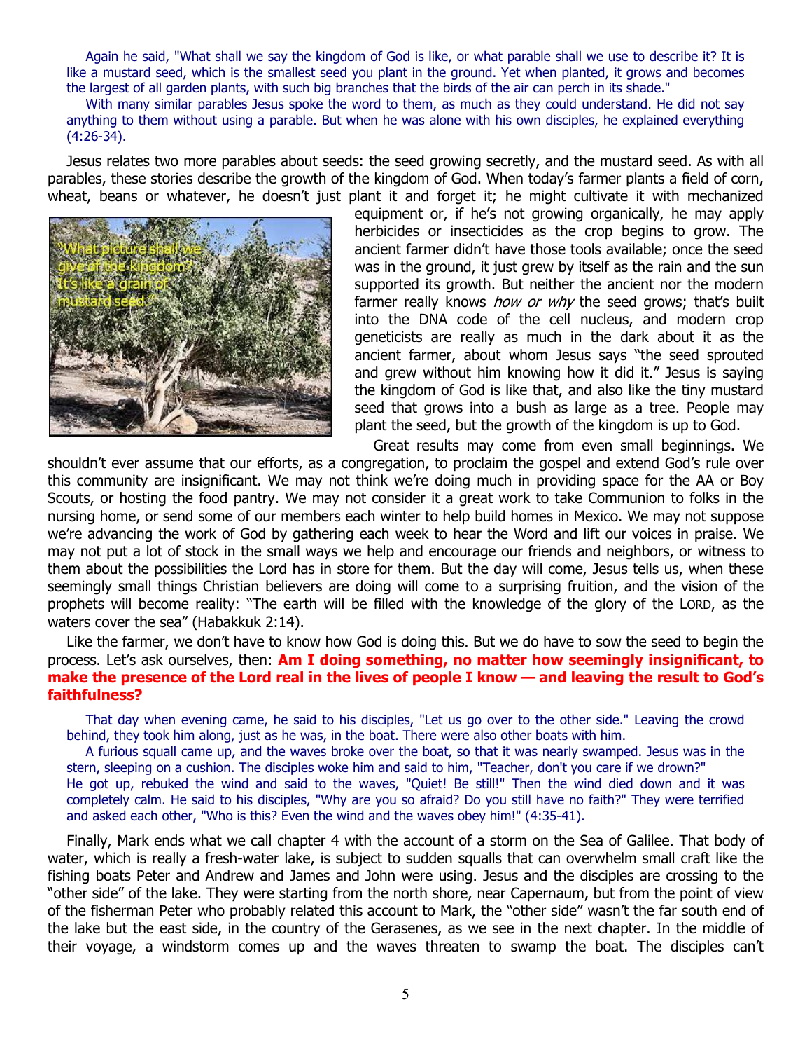Again he said, "What shall we say the kingdom of God is like, or what parable shall we use to describe it? It is like a mustard seed, which is the smallest seed you plant in the ground. Yet when planted, it grows and becomes the largest of all garden plants, with such big branches that the birds of the air can perch in its shade."

With many similar parables Jesus spoke the word to them, as much as they could understand. He did not say anything to them without using a parable. But when he was alone with his own disciples, he explained everything (4:26-34).

Jesus relates two more parables about seeds: the seed growing secretly, and the mustard seed. As with all parables, these stories describe the growth of the kingdom of God. When today's farmer plants a field of corn, wheat, beans or whatever, he doesn't just plant it and forget it; he might cultivate it with mechanized equipment or, if he's not growing organically, he may apply herbicides or insecticides as the crop begins to grow. The ancient farmer didn't have those tools available; once the seed was in the ground, it just grew by itself as the rain and the sun supported its growth. But neither the ancient nor the modern farmer really knows *how or why* the seed grows; that's built into the DNA code of the cell nucleus, and modern crop geneticists are really as much in the dark about it as the ancient farmer, about whom Jesus says "the seed sprouted and grew without him knowing how it did it." Jesus is saying the kingdom of God is like that, and also like the tiny mustard seed that grows into a bush as large as a tree. People may plant the seed, but the growth of the kingdom is up to God.

"What picture shall we give of the kingdom? It's like a grain of mustard seed."

Great results may come from even small beginnings. We shouldn't ever assume that our efforts, as a congregation, to proclaim the gospel and extend God's rule over this community are insignificant. We may not think we're doing much in providing space for the AA or Boy Scouts, or hosting the food pantry. We may not consider it a great work to take Communion to folks in the nursing home, or send some of our members each winter to help build homes in Mexico. We may not suppose we're advancing the work of God by gathering each week to hear the Word and lift our voices in praise. We may not put a lot of stock in the small ways we help and encourage our friends and neighbors, or witness to them about the possibilities the Lord has in store for them. But the day will come, Jesus tells us, when these seemingly small things Christian believers are doing will come to a surprising fruition, and the vision of the prophets will become reality: "The earth will be filled with the knowledge of the glory of the LORD, as the waters cover the sea" (Habakkuk 2:14).

Like the farmer, we don't have to know how God is doing this. But we do have to sow the seed to begin the process. Let's ask ourselves, then: **Am I doing something, no matter how seemingly insignificant, to make the presence of the Lord real in the lives of people I know — and leaving the result to God's faithfulness?**

That day when evening came, he said to his disciples, "Let us go over to the other side." Leaving the crowd behind, they took him along, just as he was, in the boat. There were also other boats with him.

A furious squall came up, and the waves broke over the boat, so that it was nearly swamped. Jesus was in the stern, sleeping on a cushion. The disciples woke him and said to him, "Teacher, don't you care if we drown?" He got up, rebuked the wind and said to the waves, "Quiet! Be still!" Then the wind died down and it was completely calm. He said to his disciples, "Why are you so afraid? Do you still have no faith?" They were terrified and asked each other, "Who is this? Even the wind and the waves obey him!" (4:35-41).

Finally, Mark ends what we call chapter 4 with the account of a storm on the Sea of Galilee. That body of water, which is really a fresh-water lake, is subject to sudden squalls that can overwhelm small craft like the fishing boats Peter and Andrew and James and John were using. Jesus and the disciples are crossing to the "other side" of the lake. They were starting from the north shore, near Capernaum, but from the point of view of the fisherman Peter who probably related this account to Mark, the "other side" wasn't the far south end of the lake but the east side, in the country of the Gerasenes, as we see in the next chapter. In the middle of their voyage, a windstorm comes up and the waves threaten to swamp the boat. The disciples can't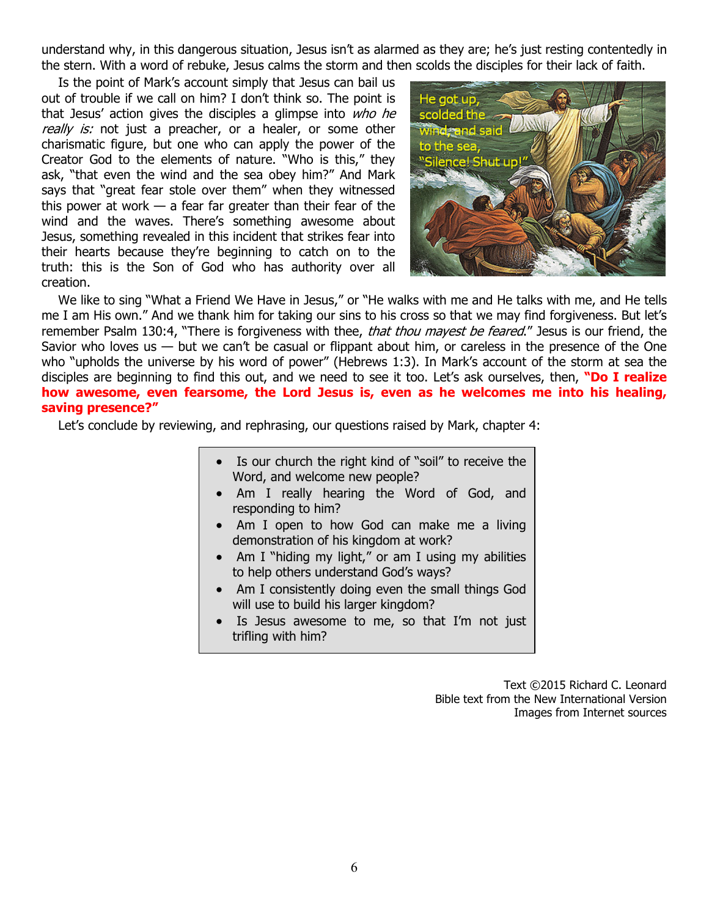understand why, in this dangerous situation, Jesus isn't as alarmed as they are; he's just resting contentedly in the stern. With a word of rebuke, Jesus calms the storm and then scolds the disciples for their lack of faith.

Is the point of Mark's account simply that Jesus can bail us out of trouble if we call on him? I don't think so. The point is that Jesus' action gives the disciples a glimpse into *who he really is:* not just a preacher, or a healer, or some other charismatic figure, but one who can apply the power of the Creator God to the elements of nature. "Who is this," they ask, "that even the wind and the sea obey him?" And Mark says that "great fear stole over them" when they witnessed this power at work — a fear far greater than their fear of the wind and the waves. There's something awesome about Jesus, something revealed in this incident that strikes fear into their hearts because they're beginning to catch on to the truth: this is the Son of God who has authority over all creation.

He got up, scolded the wind, and said to the sea, "Silence! Shut up!"

We like to sing "What a Friend We Have in Jesus," or "He walks with me and He talks with me, and He tells me I am His own." And we thank him for taking our sins to his cross so that we may find forgiveness. But let's remember Psalm 130:4, "There is forgiveness with thee, *that thou mayest be feared*." Jesus is our friend, the Savior who loves us — but we can't be casual or flippant about him, or careless in the presence of the One who "upholds the universe by his word of power" (Hebrews 1:3). In Mark's account of the storm at sea the disciples are beginning to find this out, and we need to see it too. Let's ask ourselves, then, **"Do I realize how awesome, even fearsome, the Lord Jesus is, even as he welcomes me into his healing, saving presence?"**

Let's conclude by reviewing, and rephrasing, our questions raised by Mark, chapter 4:

- Is our church the right kind of "soil" to receive the Word, and welcome new people?
- Am I really hearing the Word of God, and responding to him?
- Am I open to how God can make me a living demonstration of his kingdom at work?
- Am I "hiding my light," or am I using my abilities to help others understand God's ways?
- Am I consistently doing even the small things God will use to build his larger kingdom?
- Is Jesus awesome to me, so that I'm not just trifling with him?

Text ©2015 Richard C. Leonard
Bible text from the New International Version
Images from Internet sources